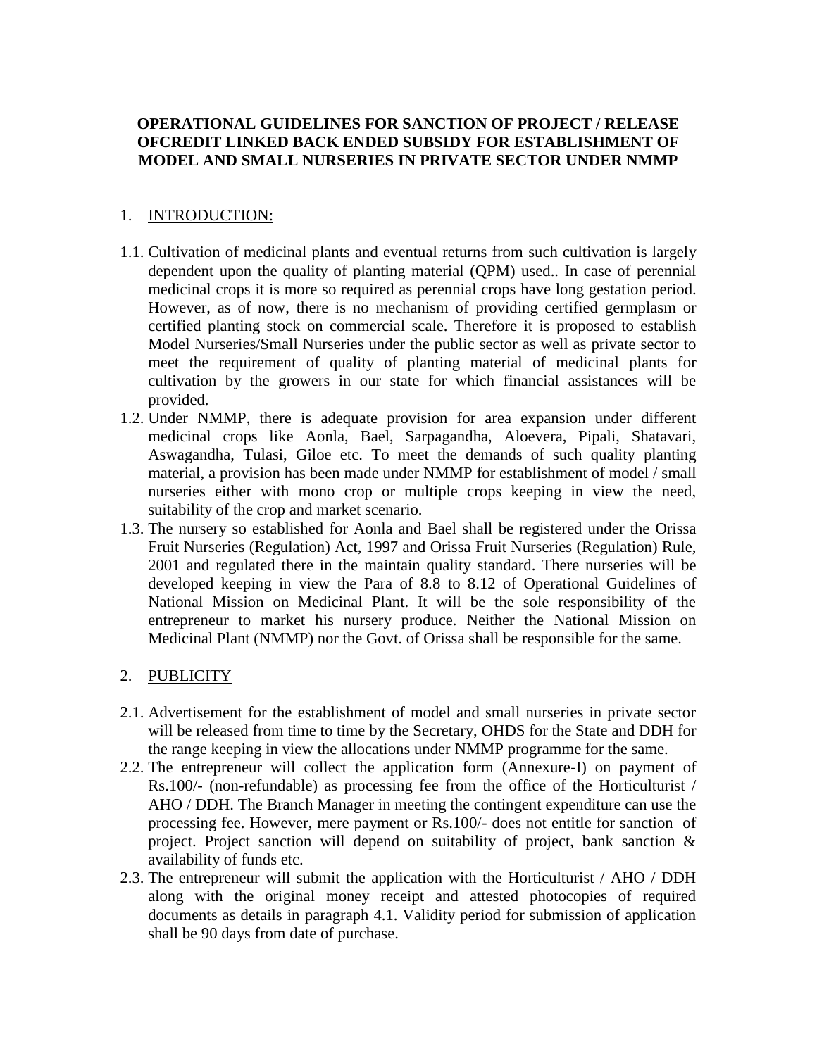**OPERATIONAL GUIDELINES FOR SANCTION OF PROJECT / RELEASE OFCREDIT LINKED BACK ENDED SUBSIDY FOR ESTABLISHMENT OF MODEL AND SMALL NURSERIES IN PRIVATE SECTOR UNDER NMMP**

## 1. INTRODUCTION:

1.1. Cultivation of medicinal plants and eventual returns from such cultivation is largely dependent upon the quality of planting material (QPM) used.. In case of perennial medicinal crops it is more so required as perennial crops have long gestation period. However, as of now, there is no mechanism of providing certified germplasm or certified planting stock on commercial scale. Therefore it is proposed to establish Model Nurseries/Small Nurseries under the public sector as well as private sector to meet the requirement of quality of planting material of medicinal plants for cultivation by the growers in our state for which financial assistances will be provided.

1.2. Under NMMP, there is adequate provision for area expansion under different medicinal crops like Aonla, Bael, Sarpagandha, Aloevera, Pipali, Shatavari, Aswagandha, Tulasi, Giloe etc. To meet the demands of such quality planting material, a provision has been made under NMMP for establishment of model / small nurseries either with mono crop or multiple crops keeping in view the need, suitability of the crop and market scenario.

1.3. The nursery so established for Aonla and Bael shall be registered under the Orissa Fruit Nurseries (Regulation) Act, 1997 and Orissa Fruit Nurseries (Regulation) Rule, 2001 and regulated there in the maintain quality standard. There nurseries will be developed keeping in view the Para of 8.8 to 8.12 of Operational Guidelines of National Mission on Medicinal Plant. It will be the sole responsibility of the entrepreneur to market his nursery produce. Neither the National Mission on Medicinal Plant (NMMP) nor the Govt. of Orissa shall be responsible for the same.

## 2. PUBLICITY

2.1. Advertisement for the establishment of model and small nurseries in private sector will be released from time to time by the Secretary, OHDS for the State and DDH for the range keeping in view the allocations under NMMP programme for the same.

2.2. The entrepreneur will collect the application form (Annexure-I) on payment of Rs.100/- (non-refundable) as processing fee from the office of the Horticulturist / AHO / DDH. The Branch Manager in meeting the contingent expenditure can use the processing fee. However, mere payment or Rs.100/- does not entitle for sanction of project. Project sanction will depend on suitability of project, bank sanction & availability of funds etc.

2.3. The entrepreneur will submit the application with the Horticulturist / AHO / DDH along with the original money receipt and attested photocopies of required documents as details in paragraph 4.1. Validity period for submission of application shall be 90 days from date of purchase.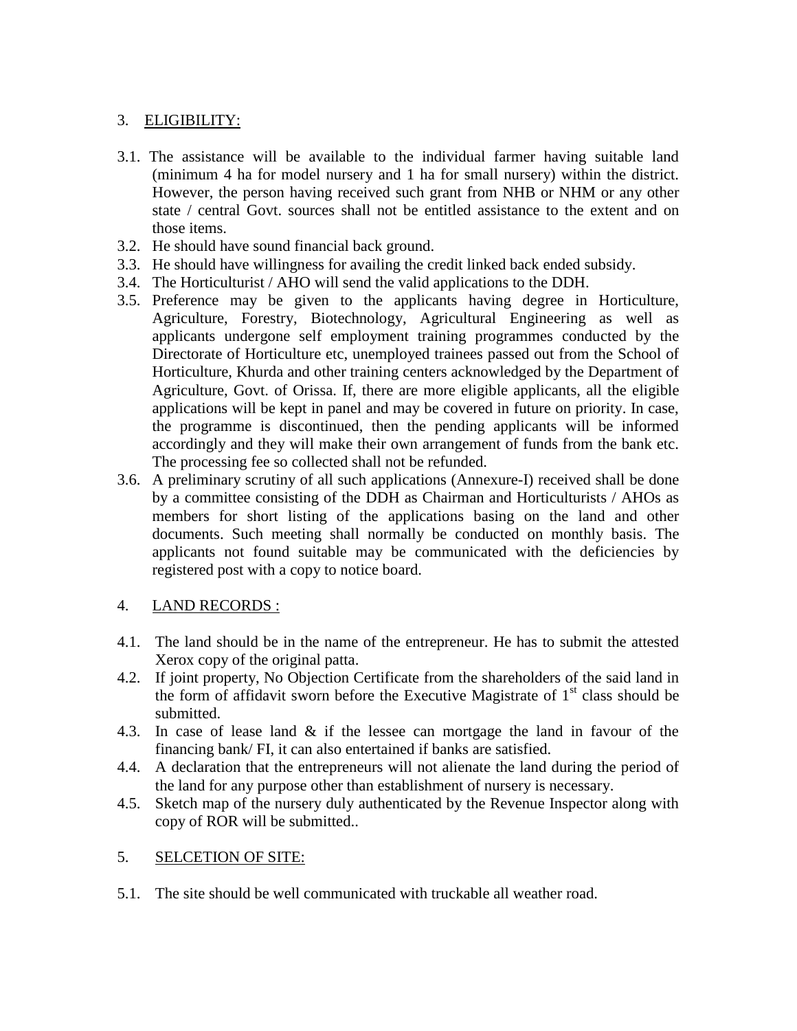## 3. ELIGIBILITY:

3.1. The assistance will be available to the individual farmer having suitable land (minimum 4 ha for model nursery and 1 ha for small nursery) within the district. However, the person having received such grant from NHB or NHM or any other state / central Govt. sources shall not be entitled assistance to the extent and on those items.

3.2. He should have sound financial back ground.

3.3. He should have willingness for availing the credit linked back ended subsidy.

3.4. The Horticulturist / AHO will send the valid applications to the DDH.

3.5. Preference may be given to the applicants having degree in Horticulture, Agriculture, Forestry, Biotechnology, Agricultural Engineering as well as applicants undergone self employment training programmes conducted by the Directorate of Horticulture etc, unemployed trainees passed out from the School of Horticulture, Khurda and other training centers acknowledged by the Department of Agriculture, Govt. of Orissa. If, there are more eligible applicants, all the eligible applications will be kept in panel and may be covered in future on priority. In case, the programme is discontinued, then the pending applicants will be informed accordingly and they will make their own arrangement of funds from the bank etc. The processing fee so collected shall not be refunded.

3.6. A preliminary scrutiny of all such applications (Annexure-I) received shall be done by a committee consisting of the DDH as Chairman and Horticulturists / AHOs as members for short listing of the applications basing on the land and other documents. Such meeting shall normally be conducted on monthly basis. The applicants not found suitable may be communicated with the deficiencies by registered post with a copy to notice board.

## 4. LAND RECORDS :

4.1. The land should be in the name of the entrepreneur. He has to submit the attested Xerox copy of the original patta.

4.2. If joint property, No Objection Certificate from the shareholders of the said land in the form of affidavit sworn before the Executive Magistrate of 1st class should be submitted.

4.3. In case of lease land & if the lessee can mortgage the land in favour of the financing bank/ FI, it can also entertained if banks are satisfied.

4.4. A declaration that the entrepreneurs will not alienate the land during the period of the land for any purpose other than establishment of nursery is necessary.

4.5. Sketch map of the nursery duly authenticated by the Revenue Inspector along with copy of ROR will be submitted..

## 5. SELCETION OF SITE:

5.1. The site should be well communicated with truckable all weather road.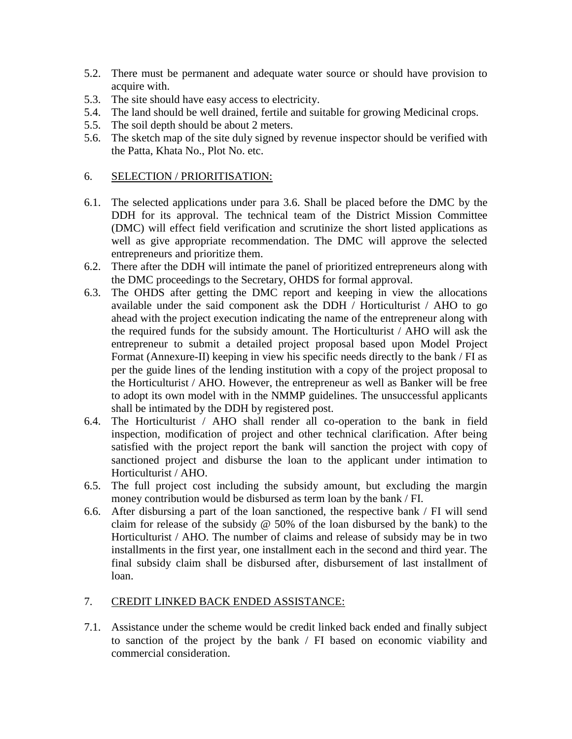5.2. There must be permanent and adequate water source or should have provision to acquire with.

5.3. The site should have easy access to electricity.

5.4. The land should be well drained, fertile and suitable for growing Medicinal crops.

5.5. The soil depth should be about 2 meters.

5.6. The sketch map of the site duly signed by revenue inspector should be verified with the Patta, Khata No., Plot No. etc.

## 6. SELECTION / PRIORITISATION:

6.1. The selected applications under para 3.6. Shall be placed before the DMC by the DDH for its approval. The technical team of the District Mission Committee (DMC) will effect field verification and scrutinize the short listed applications as well as give appropriate recommendation. The DMC will approve the selected entrepreneurs and prioritize them.

6.2. There after the DDH will intimate the panel of prioritized entrepreneurs along with the DMC proceedings to the Secretary, OHDS for formal approval.

6.3. The OHDS after getting the DMC report and keeping in view the allocations available under the said component ask the DDH / Horticulturist / AHO to go ahead with the project execution indicating the name of the entrepreneur along with the required funds for the subsidy amount. The Horticulturist / AHO will ask the entrepreneur to submit a detailed project proposal based upon Model Project Format (Annexure-II) keeping in view his specific needs directly to the bank / FI as per the guide lines of the lending institution with a copy of the project proposal to the Horticulturist / AHO. However, the entrepreneur as well as Banker will be free to adopt its own model with in the NMMP guidelines. The unsuccessful applicants shall be intimated by the DDH by registered post.

6.4. The Horticulturist / AHO shall render all co-operation to the bank in field inspection, modification of project and other technical clarification. After being satisfied with the project report the bank will sanction the project with copy of sanctioned project and disburse the loan to the applicant under intimation to Horticulturist / AHO.

6.5. The full project cost including the subsidy amount, but excluding the margin money contribution would be disbursed as term loan by the bank / FI.

6.6. After disbursing a part of the loan sanctioned, the respective bank / FI will send claim for release of the subsidy @ 50% of the loan disbursed by the bank) to the Horticulturist / AHO. The number of claims and release of subsidy may be in two installments in the first year, one installment each in the second and third year. The final subsidy claim shall be disbursed after, disbursement of last installment of loan.

## 7. CREDIT LINKED BACK ENDED ASSISTANCE:

7.1. Assistance under the scheme would be credit linked back ended and finally subject to sanction of the project by the bank / FI based on economic viability and commercial consideration.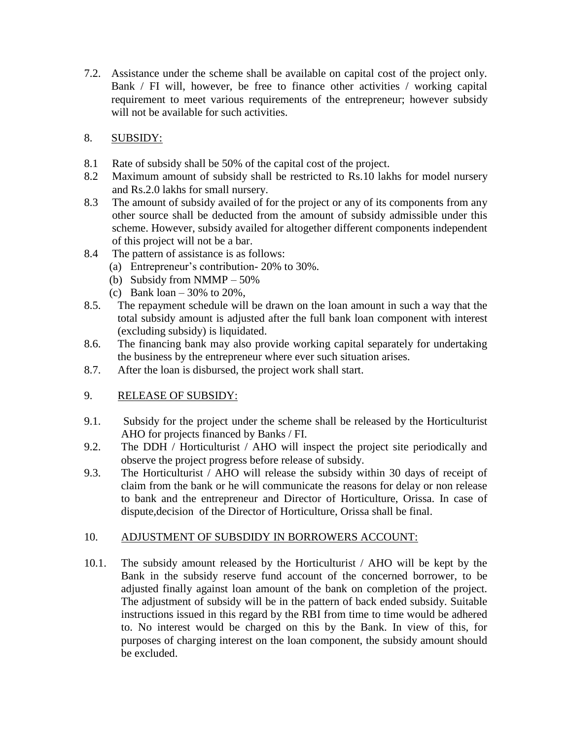7.2. Assistance under the scheme shall be available on capital cost of the project only. Bank / FI will, however, be free to finance other activities / working capital requirement to meet various requirements of the entrepreneur; however subsidy will not be available for such activities.

8. SUBSIDY:

8.1 Rate of subsidy shall be 50% of the capital cost of the project.

8.2 Maximum amount of subsidy shall be restricted to Rs.10 lakhs for model nursery and Rs.2.0 lakhs for small nursery.

8.3 The amount of subsidy availed of for the project or any of its components from any other source shall be deducted from the amount of subsidy admissible under this scheme. However, subsidy availed for altogether different components independent of this project will not be a bar.

8.4 The pattern of assistance is as follows:
   (a) Entrepreneur's contribution- 20% to 30%.
   (b) Subsidy from NMMP – 50%
   (c) Bank loan – 30% to 20%,

8.5. The repayment schedule will be drawn on the loan amount in such a way that the total subsidy amount is adjusted after the full bank loan component with interest (excluding subsidy) is liquidated.

8.6. The financing bank may also provide working capital separately for undertaking the business by the entrepreneur where ever such situation arises.

8.7. After the loan is disbursed, the project work shall start.

9. RELEASE OF SUBSIDY:

9.1. Subsidy for the project under the scheme shall be released by the Horticulturist AHO for projects financed by Banks / FI.

9.2. The DDH / Horticulturist / AHO will inspect the project site periodically and observe the project progress before release of subsidy.

9.3. The Horticulturist / AHO will release the subsidy within 30 days of receipt of claim from the bank or he will communicate the reasons for delay or non release to bank and the entrepreneur and Director of Horticulture, Orissa. In case of dispute,decision of the Director of Horticulture, Orissa shall be final.

10. ADJUSTMENT OF SUBSDIDY IN BORROWERS ACCOUNT:

10.1. The subsidy amount released by the Horticulturist / AHO will be kept by the Bank in the subsidy reserve fund account of the concerned borrower, to be adjusted finally against loan amount of the bank on completion of the project. The adjustment of subsidy will be in the pattern of back ended subsidy. Suitable instructions issued in this regard by the RBI from time to time would be adhered to. No interest would be charged on this by the Bank. In view of this, for purposes of charging interest on the loan component, the subsidy amount should be excluded.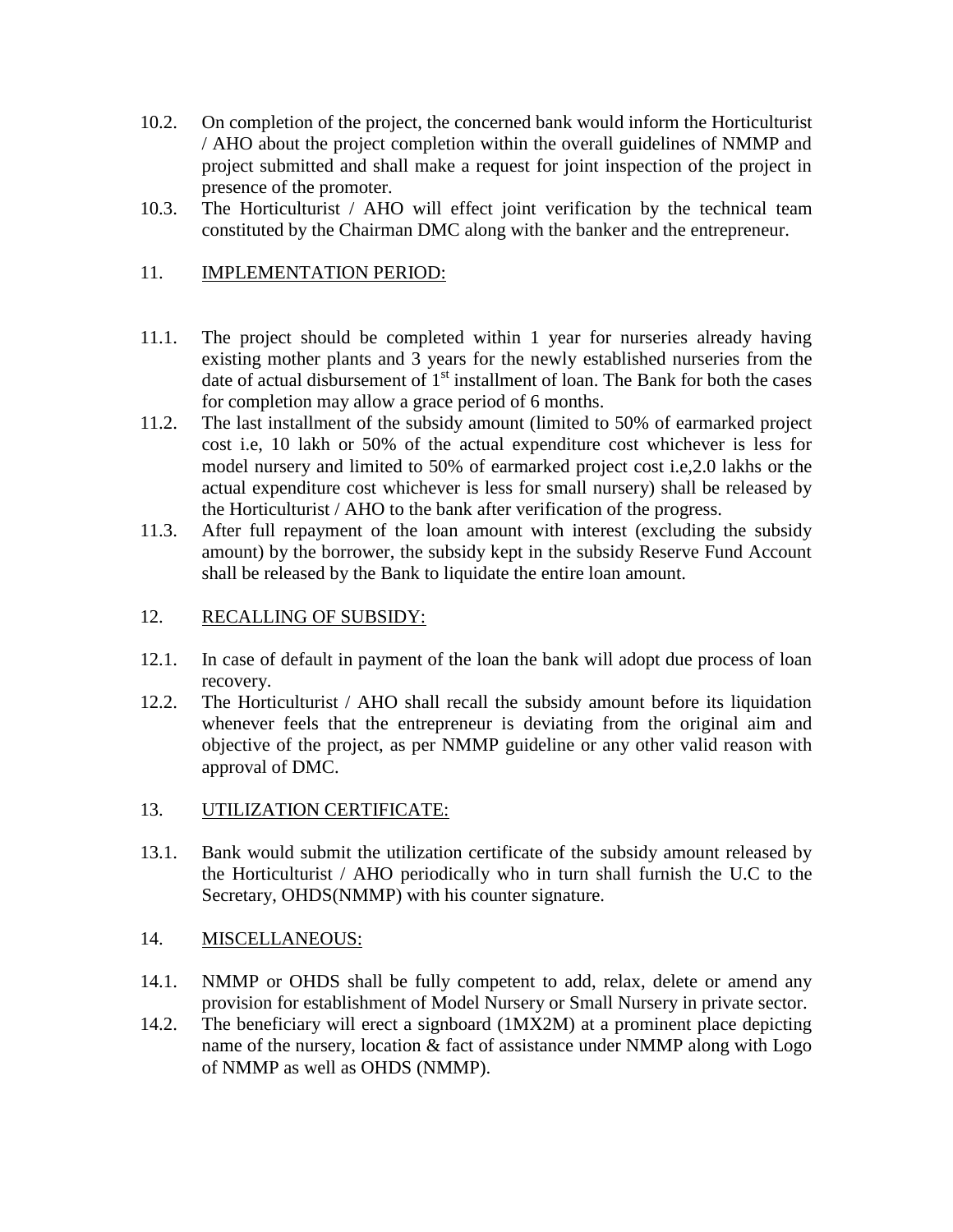10.2. On completion of the project, the concerned bank would inform the Horticulturist / AHO about the project completion within the overall guidelines of NMMP and project submitted and shall make a request for joint inspection of the project in presence of the promoter.

10.3. The Horticulturist / AHO will effect joint verification by the technical team constituted by the Chairman DMC along with the banker and the entrepreneur.

## 11. IMPLEMENTATION PERIOD:

11.1. The project should be completed within 1 year for nurseries already having existing mother plants and 3 years for the newly established nurseries from the date of actual disbursement of 1st installment of loan. The Bank for both the cases for completion may allow a grace period of 6 months.

11.2. The last installment of the subsidy amount (limited to 50% of earmarked project cost i.e, 10 lakh or 50% of the actual expenditure cost whichever is less for model nursery and limited to 50% of earmarked project cost i.e,2.0 lakhs or the actual expenditure cost whichever is less for small nursery) shall be released by the Horticulturist / AHO to the bank after verification of the progress.

11.3. After full repayment of the loan amount with interest (excluding the subsidy amount) by the borrower, the subsidy kept in the subsidy Reserve Fund Account shall be released by the Bank to liquidate the entire loan amount.

## 12. RECALLING OF SUBSIDY:

12.1. In case of default in payment of the loan the bank will adopt due process of loan recovery.

12.2. The Horticulturist / AHO shall recall the subsidy amount before its liquidation whenever feels that the entrepreneur is deviating from the original aim and objective of the project, as per NMMP guideline or any other valid reason with approval of DMC.

## 13. UTILIZATION CERTIFICATE:

13.1. Bank would submit the utilization certificate of the subsidy amount released by the Horticulturist / AHO periodically who in turn shall furnish the U.C to the Secretary, OHDS(NMMP) with his counter signature.

## 14. MISCELLANEOUS:

14.1. NMMP or OHDS shall be fully competent to add, relax, delete or amend any provision for establishment of Model Nursery or Small Nursery in private sector.

14.2. The beneficiary will erect a signboard (1MX2M) at a prominent place depicting name of the nursery, location & fact of assistance under NMMP along with Logo of NMMP as well as OHDS (NMMP).